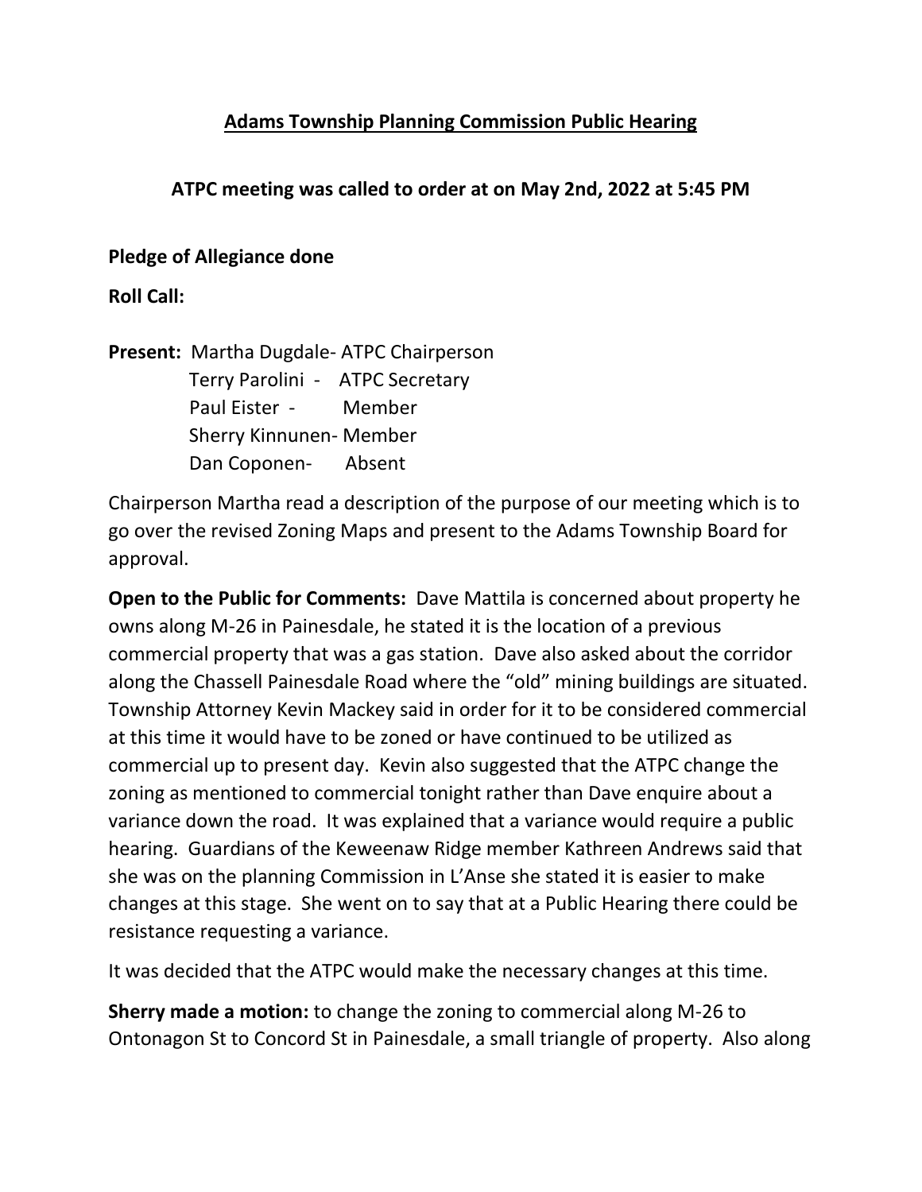# Adams Township Planning Commission Public Hearing

**ATPC meeting was called to order at on May 2nd, 2022 at 5:45 PM**

**Pledge of Allegiance done**

**Roll Call:**

**Present:** Martha Dugdale- ATPC Chairperson
Terry Parolini - ATPC Secretary
Paul Eister - Member
Sherry Kinnunen- Member
Dan Coponen- Absent

Chairperson Martha read a description of the purpose of our meeting which is to go over the revised Zoning Maps and present to the Adams Township Board for approval.

**Open to the Public for Comments:** Dave Mattila is concerned about property he owns along M-26 in Painesdale, he stated it is the location of a previous commercial property that was a gas station. Dave also asked about the corridor along the Chassell Painesdale Road where the "old" mining buildings are situated. Township Attorney Kevin Mackey said in order for it to be considered commercial at this time it would have to be zoned or have continued to be utilized as commercial up to present day. Kevin also suggested that the ATPC change the zoning as mentioned to commercial tonight rather than Dave enquire about a variance down the road. It was explained that a variance would require a public hearing. Guardians of the Keweenaw Ridge member Kathreen Andrews said that she was on the planning Commission in L'Anse she stated it is easier to make changes at this stage. She went on to say that at a Public Hearing there could be resistance requesting a variance.

It was decided that the ATPC would make the necessary changes at this time.

**Sherry made a motion:** to change the zoning to commercial along M-26 to Ontonagon St to Concord St in Painesdale, a small triangle of property. Also along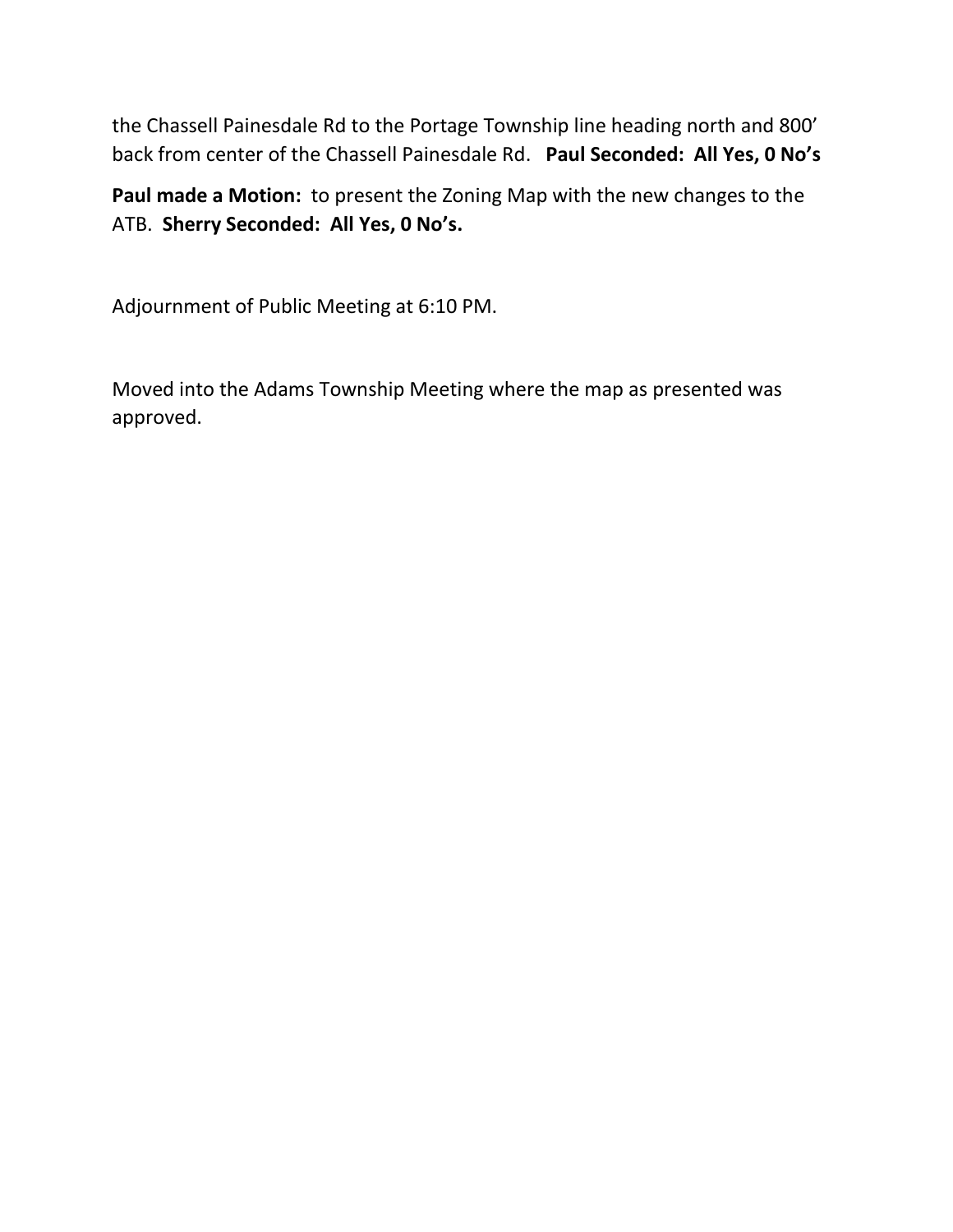the Chassell Painesdale Rd to the Portage Township line heading north and 800' back from center of the Chassell Painesdale Rd. **Paul Seconded: All Yes, 0 No's**

**Paul made a Motion:** to present the Zoning Map with the new changes to the ATB. **Sherry Seconded: All Yes, 0 No's.**

Adjournment of Public Meeting at 6:10 PM.

Moved into the Adams Township Meeting where the map as presented was approved.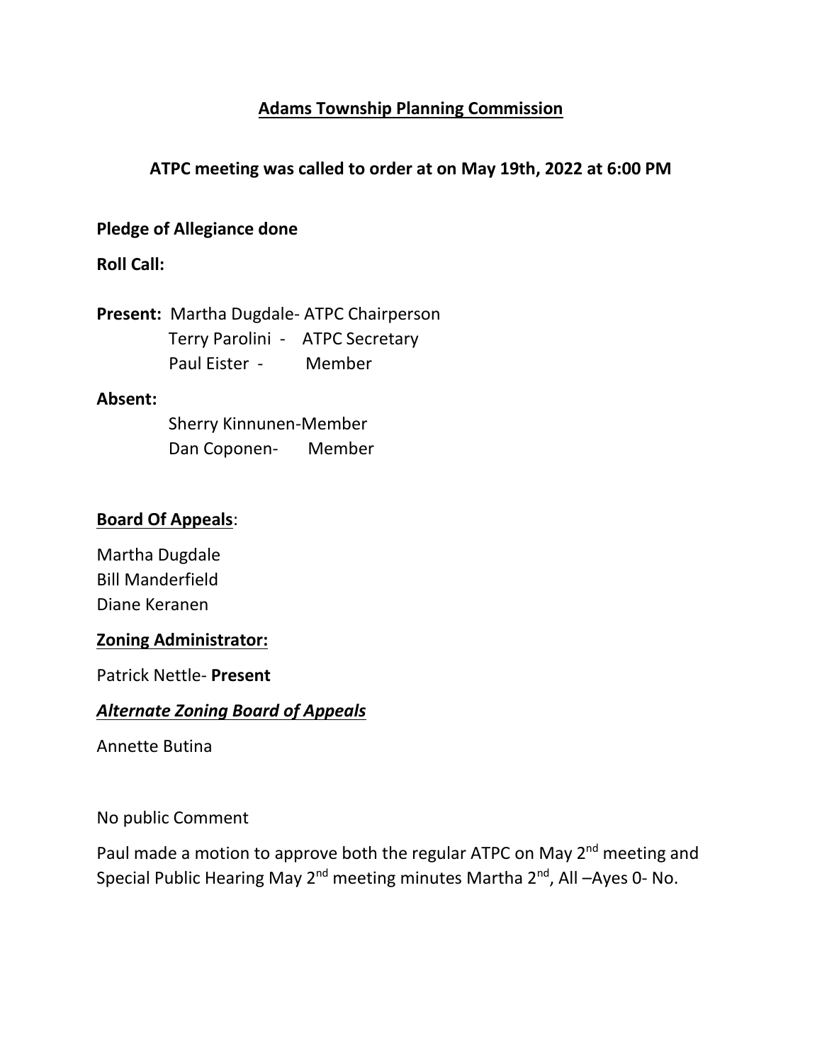# **Adams Township Planning Commission**

## ATPC meeting was called to order at on May 19th, 2022 at 6:00 PM

**Pledge of Allegiance done**

**Roll Call:**

**Present:** Martha Dugdale- ATPC Chairperson
Terry Parolini - ATPC Secretary
Paul Eister - Member

**Absent:**
Sherry Kinnunen-Member
Dan Coponen- Member

**Board Of Appeals**:

Martha Dugdale
Bill Manderfield
Diane Keranen

**Zoning Administrator:**

Patrick Nettle- **Present**

***Alternate Zoning Board of Appeals***

Annette Butina

No public Comment

Paul made a motion to approve both the regular ATPC on May 2nd meeting and Special Public Hearing May 2nd meeting minutes Martha 2nd, All –Ayes 0- No.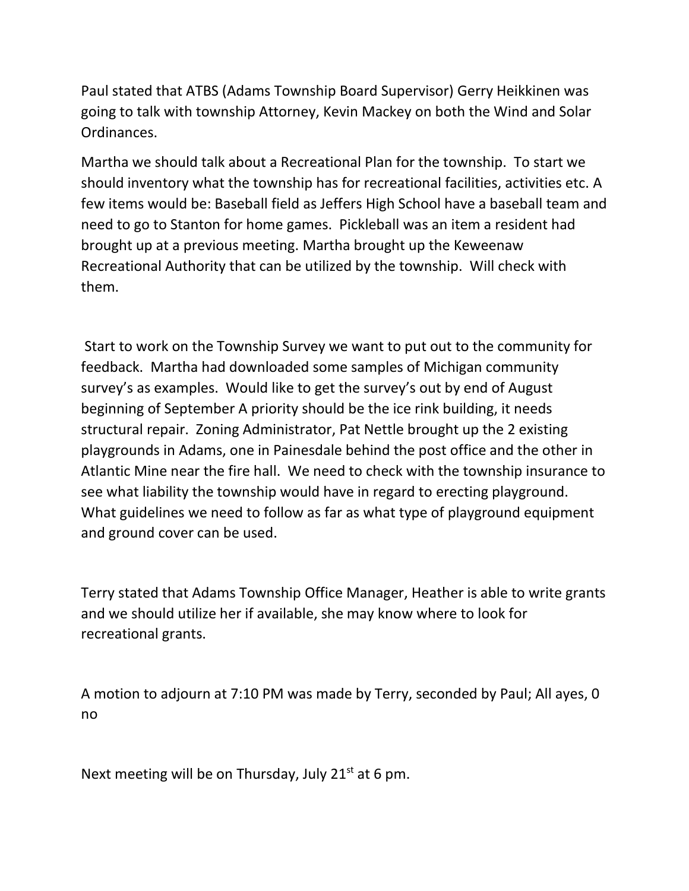Paul stated that ATBS (Adams Township Board Supervisor) Gerry Heikkinen was going to talk with township Attorney, Kevin Mackey on both the Wind and Solar Ordinances.

Martha we should talk about a Recreational Plan for the township. To start we should inventory what the township has for recreational facilities, activities etc. A few items would be: Baseball field as Jeffers High School have a baseball team and need to go to Stanton for home games. Pickleball was an item a resident had brought up at a previous meeting. Martha brought up the Keweenaw Recreational Authority that can be utilized by the township. Will check with them.

Start to work on the Township Survey we want to put out to the community for feedback. Martha had downloaded some samples of Michigan community survey's as examples. Would like to get the survey's out by end of August beginning of September A priority should be the ice rink building, it needs structural repair. Zoning Administrator, Pat Nettle brought up the 2 existing playgrounds in Adams, one in Painesdale behind the post office and the other in Atlantic Mine near the fire hall. We need to check with the township insurance to see what liability the township would have in regard to erecting playground. What guidelines we need to follow as far as what type of playground equipment and ground cover can be used.

Terry stated that Adams Township Office Manager, Heather is able to write grants and we should utilize her if available, she may know where to look for recreational grants.

A motion to adjourn at 7:10 PM was made by Terry, seconded by Paul; All ayes, 0 no

Next meeting will be on Thursday, July 21st at 6 pm.